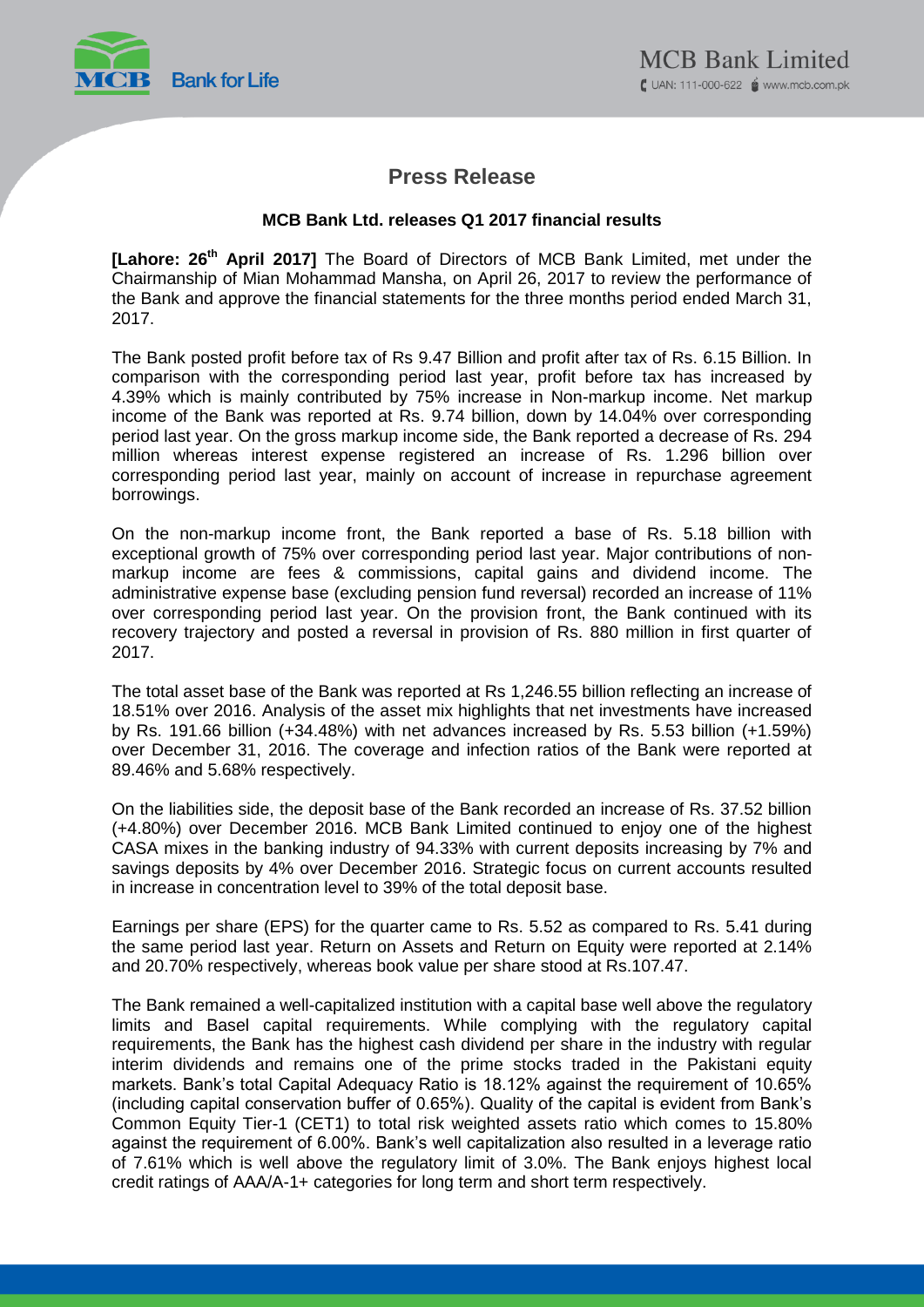# Press Release

**MCB Bank Ltd. releases Q1 2017 financial results**

**[Lahore: 26th April 2017]** The Board of Directors of MCB Bank Limited, met under the Chairmanship of Mian Mohammad Mansha, on April 26, 2017 to review the performance of the Bank and approve the financial statements for the three months period ended March 31, 2017.

The Bank posted profit before tax of Rs 9.47 Billion and profit after tax of Rs. 6.15 Billion. In comparison with the corresponding period last year, profit before tax has increased by 4.39% which is mainly contributed by 75% increase in Non-markup income. Net markup income of the Bank was reported at Rs. 9.74 billion, down by 14.04% over corresponding period last year. On the gross markup income side, the Bank reported a decrease of Rs. 294 million whereas interest expense registered an increase of Rs. 1.296 billion over corresponding period last year, mainly on account of increase in repurchase agreement borrowings.

On the non-markup income front, the Bank reported a base of Rs. 5.18 billion with exceptional growth of 75% over corresponding period last year. Major contributions of non-markup income are fees & commissions, capital gains and dividend income. The administrative expense base (excluding pension fund reversal) recorded an increase of 11% over corresponding period last year. On the provision front, the Bank continued with its recovery trajectory and posted a reversal in provision of Rs. 880 million in first quarter of 2017.

The total asset base of the Bank was reported at Rs 1,246.55 billion reflecting an increase of 18.51% over 2016. Analysis of the asset mix highlights that net investments have increased by Rs. 191.66 billion (+34.48%) with net advances increased by Rs. 5.53 billion (+1.59%) over December 31, 2016. The coverage and infection ratios of the Bank were reported at 89.46% and 5.68% respectively.

On the liabilities side, the deposit base of the Bank recorded an increase of Rs. 37.52 billion (+4.80%) over December 2016. MCB Bank Limited continued to enjoy one of the highest CASA mixes in the banking industry of 94.33% with current deposits increasing by 7% and savings deposits by 4% over December 2016. Strategic focus on current accounts resulted in increase in concentration level to 39% of the total deposit base.

Earnings per share (EPS) for the quarter came to Rs. 5.52 as compared to Rs. 5.41 during the same period last year. Return on Assets and Return on Equity were reported at 2.14% and 20.70% respectively, whereas book value per share stood at Rs.107.47.

The Bank remained a well-capitalized institution with a capital base well above the regulatory limits and Basel capital requirements. While complying with the regulatory capital requirements, the Bank has the highest cash dividend per share in the industry with regular interim dividends and remains one of the prime stocks traded in the Pakistani equity markets. Bank's total Capital Adequacy Ratio is 18.12% against the requirement of 10.65% (including capital conservation buffer of 0.65%). Quality of the capital is evident from Bank's Common Equity Tier-1 (CET1) to total risk weighted assets ratio which comes to 15.80% against the requirement of 6.00%. Bank's well capitalization also resulted in a leverage ratio of 7.61% which is well above the regulatory limit of 3.0%. The Bank enjoys highest local credit ratings of AAA/A-1+ categories for long term and short term respectively.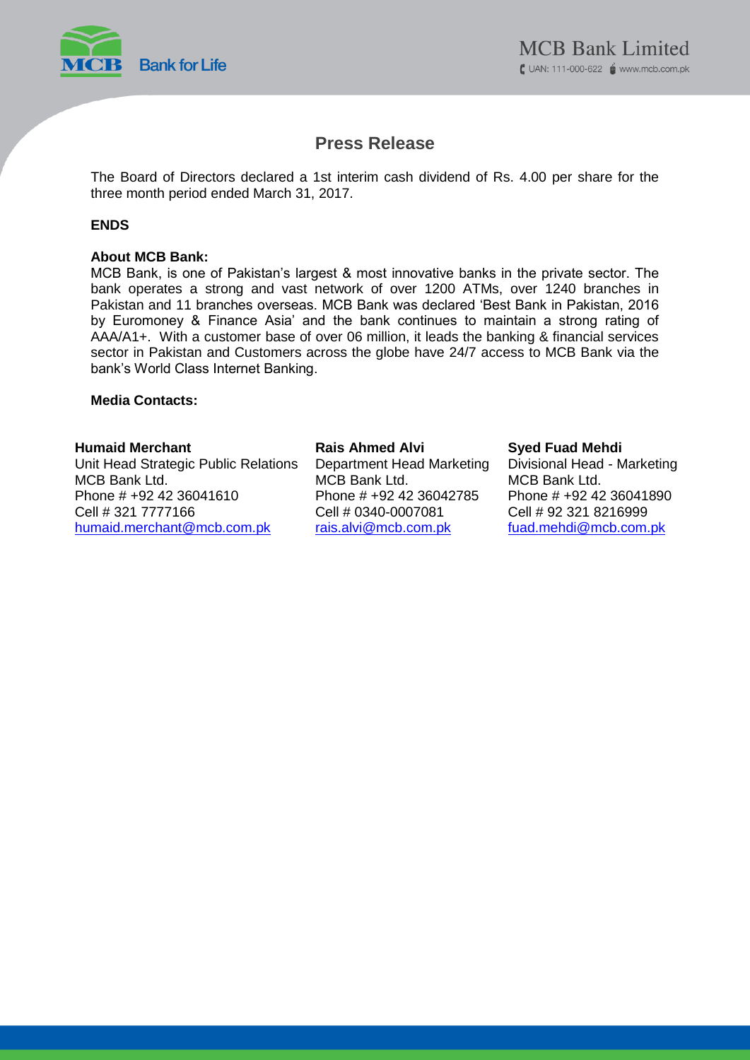# Press Release

The Board of Directors declared a 1st interim cash dividend of Rs. 4.00 per share for the three month period ended March 31, 2017.

**ENDS**

**About MCB Bank:**

MCB Bank, is one of Pakistan's largest & most innovative banks in the private sector. The bank operates a strong and vast network of over 1200 ATMs, over 1240 branches in Pakistan and 11 branches overseas. MCB Bank was declared 'Best Bank in Pakistan, 2016 by Euromoney & Finance Asia' and the bank continues to maintain a strong rating of AAA/A1+. With a customer base of over 06 million, it leads the banking & financial services sector in Pakistan and Customers across the globe have 24/7 access to MCB Bank via the bank's World Class Internet Banking.

**Media Contacts:**

**Humaid Merchant**
Unit Head Strategic Public Relations
MCB Bank Ltd.
Phone # +92 42 36041610
Cell # 321 7777166
humaid.merchant@mcb.com.pk

**Rais Ahmed Alvi**
Department Head Marketing
MCB Bank Ltd.
Phone # +92 42 36042785
Cell # 0340-0007081
rais.alvi@mcb.com.pk

**Syed Fuad Mehdi**
Divisional Head - Marketing
MCB Bank Ltd.
Phone # +92 42 36041890
Cell # 92 321 8216999
fuad.mehdi@mcb.com.pk